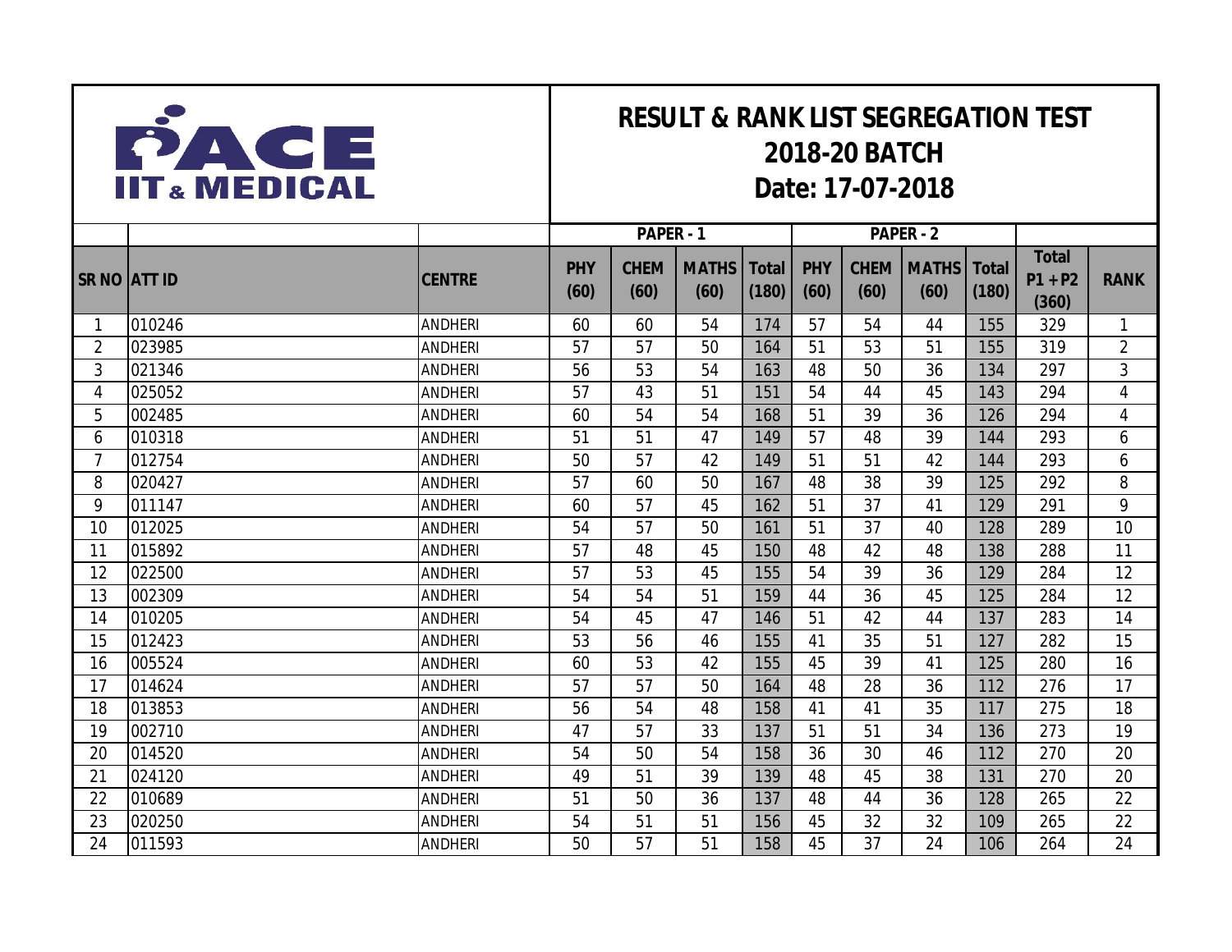# PACE IIT & MEDICAL

## RESULT & RANK LIST SEGREGATION TEST
## 2018-20 BATCH
## Date: 17-07-2018

| | | | PAPER - 1 | | | | PAPER - 2 | | | | | |
|---|---|---|---|---|---|---|---|---|---|---|---|---|
| SR NO | ATT ID | CENTRE | PHY (60) | CHEM (60) | MATHS (60) | Total (180) | PHY (60) | CHEM (60) | MATHS (60) | Total (180) | Total P1 + P2 (360) | RANK |
| 1 | 010246 | ANDHERI | 60 | 60 | 54 | 174 | 57 | 54 | 44 | 155 | 329 | 1 |
| 2 | 023985 | ANDHERI | 57 | 57 | 50 | 164 | 51 | 53 | 51 | 155 | 319 | 2 |
| 3 | 021346 | ANDHERI | 56 | 53 | 54 | 163 | 48 | 50 | 36 | 134 | 297 | 3 |
| 4 | 025052 | ANDHERI | 57 | 43 | 51 | 151 | 54 | 44 | 45 | 143 | 294 | 4 |
| 5 | 002485 | ANDHERI | 60 | 54 | 54 | 168 | 51 | 39 | 36 | 126 | 294 | 4 |
| 6 | 010318 | ANDHERI | 51 | 51 | 47 | 149 | 57 | 48 | 39 | 144 | 293 | 6 |
| 7 | 012754 | ANDHERI | 50 | 57 | 42 | 149 | 51 | 51 | 42 | 144 | 293 | 6 |
| 8 | 020427 | ANDHERI | 57 | 60 | 50 | 167 | 48 | 38 | 39 | 125 | 292 | 8 |
| 9 | 011147 | ANDHERI | 60 | 57 | 45 | 162 | 51 | 37 | 41 | 129 | 291 | 9 |
| 10 | 012025 | ANDHERI | 54 | 57 | 50 | 161 | 51 | 37 | 40 | 128 | 289 | 10 |
| 11 | 015892 | ANDHERI | 57 | 48 | 45 | 150 | 48 | 42 | 48 | 138 | 288 | 11 |
| 12 | 022500 | ANDHERI | 57 | 53 | 45 | 155 | 54 | 39 | 36 | 129 | 284 | 12 |
| 13 | 002309 | ANDHERI | 54 | 54 | 51 | 159 | 44 | 36 | 45 | 125 | 284 | 12 |
| 14 | 010205 | ANDHERI | 54 | 45 | 47 | 146 | 51 | 42 | 44 | 137 | 283 | 14 |
| 15 | 012423 | ANDHERI | 53 | 56 | 46 | 155 | 41 | 35 | 51 | 127 | 282 | 15 |
| 16 | 005524 | ANDHERI | 60 | 53 | 42 | 155 | 45 | 39 | 41 | 125 | 280 | 16 |
| 17 | 014624 | ANDHERI | 57 | 57 | 50 | 164 | 48 | 28 | 36 | 112 | 276 | 17 |
| 18 | 013853 | ANDHERI | 56 | 54 | 48 | 158 | 41 | 41 | 35 | 117 | 275 | 18 |
| 19 | 002710 | ANDHERI | 47 | 57 | 33 | 137 | 51 | 51 | 34 | 136 | 273 | 19 |
| 20 | 014520 | ANDHERI | 54 | 50 | 54 | 158 | 36 | 30 | 46 | 112 | 270 | 20 |
| 21 | 024120 | ANDHERI | 49 | 51 | 39 | 139 | 48 | 45 | 38 | 131 | 270 | 20 |
| 22 | 010689 | ANDHERI | 51 | 50 | 36 | 137 | 48 | 44 | 36 | 128 | 265 | 22 |
| 23 | 020250 | ANDHERI | 54 | 51 | 51 | 156 | 45 | 32 | 32 | 109 | 265 | 22 |
| 24 | 011593 | ANDHERI | 50 | 57 | 51 | 158 | 45 | 37 | 24 | 106 | 264 | 24 |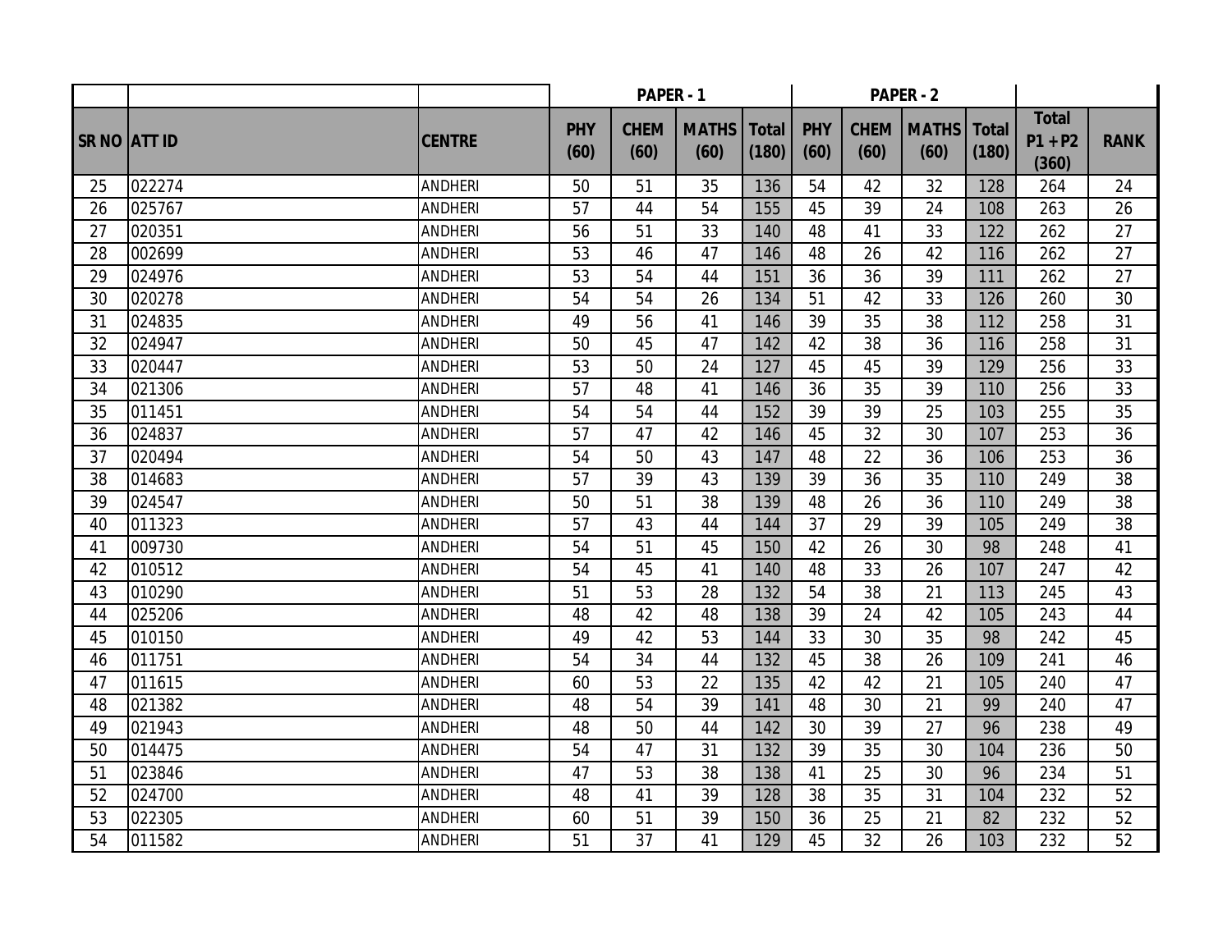| | | | PAPER - 1 | | | | PAPER - 2 | | | | | |
|---|---|---|---|---|---|---|---|---|---|---|---|---|
| SR NO | ATT ID | CENTRE | PHY (60) | CHEM (60) | MATHS (60) | Total (180) | PHY (60) | CHEM (60) | MATHS (60) | Total (180) | Total P1 + P2 (360) | RANK |
| 25 | 022274 | ANDHERI | 50 | 51 | 35 | 136 | 54 | 42 | 32 | 128 | 264 | 24 |
| 26 | 025767 | ANDHERI | 57 | 44 | 54 | 155 | 45 | 39 | 24 | 108 | 263 | 26 |
| 27 | 020351 | ANDHERI | 56 | 51 | 33 | 140 | 48 | 41 | 33 | 122 | 262 | 27 |
| 28 | 002699 | ANDHERI | 53 | 46 | 47 | 146 | 48 | 26 | 42 | 116 | 262 | 27 |
| 29 | 024976 | ANDHERI | 53 | 54 | 44 | 151 | 36 | 36 | 39 | 111 | 262 | 27 |
| 30 | 020278 | ANDHERI | 54 | 54 | 26 | 134 | 51 | 42 | 33 | 126 | 260 | 30 |
| 31 | 024835 | ANDHERI | 49 | 56 | 41 | 146 | 39 | 35 | 38 | 112 | 258 | 31 |
| 32 | 024947 | ANDHERI | 50 | 45 | 47 | 142 | 42 | 38 | 36 | 116 | 258 | 31 |
| 33 | 020447 | ANDHERI | 53 | 50 | 24 | 127 | 45 | 45 | 39 | 129 | 256 | 33 |
| 34 | 021306 | ANDHERI | 57 | 48 | 41 | 146 | 36 | 35 | 39 | 110 | 256 | 33 |
| 35 | 011451 | ANDHERI | 54 | 54 | 44 | 152 | 39 | 39 | 25 | 103 | 255 | 35 |
| 36 | 024837 | ANDHERI | 57 | 47 | 42 | 146 | 45 | 32 | 30 | 107 | 253 | 36 |
| 37 | 020494 | ANDHERI | 54 | 50 | 43 | 147 | 48 | 22 | 36 | 106 | 253 | 36 |
| 38 | 014683 | ANDHERI | 57 | 39 | 43 | 139 | 39 | 36 | 35 | 110 | 249 | 38 |
| 39 | 024547 | ANDHERI | 50 | 51 | 38 | 139 | 48 | 26 | 36 | 110 | 249 | 38 |
| 40 | 011323 | ANDHERI | 57 | 43 | 44 | 144 | 37 | 29 | 39 | 105 | 249 | 38 |
| 41 | 009730 | ANDHERI | 54 | 51 | 45 | 150 | 42 | 26 | 30 | 98 | 248 | 41 |
| 42 | 010512 | ANDHERI | 54 | 45 | 41 | 140 | 48 | 33 | 26 | 107 | 247 | 42 |
| 43 | 010290 | ANDHERI | 51 | 53 | 28 | 132 | 54 | 38 | 21 | 113 | 245 | 43 |
| 44 | 025206 | ANDHERI | 48 | 42 | 48 | 138 | 39 | 24 | 42 | 105 | 243 | 44 |
| 45 | 010150 | ANDHERI | 49 | 42 | 53 | 144 | 33 | 30 | 35 | 98 | 242 | 45 |
| 46 | 011751 | ANDHERI | 54 | 34 | 44 | 132 | 45 | 38 | 26 | 109 | 241 | 46 |
| 47 | 011615 | ANDHERI | 60 | 53 | 22 | 135 | 42 | 42 | 21 | 105 | 240 | 47 |
| 48 | 021382 | ANDHERI | 48 | 54 | 39 | 141 | 48 | 30 | 21 | 99 | 240 | 47 |
| 49 | 021943 | ANDHERI | 48 | 50 | 44 | 142 | 30 | 39 | 27 | 96 | 238 | 49 |
| 50 | 014475 | ANDHERI | 54 | 47 | 31 | 132 | 39 | 35 | 30 | 104 | 236 | 50 |
| 51 | 023846 | ANDHERI | 47 | 53 | 38 | 138 | 41 | 25 | 30 | 96 | 234 | 51 |
| 52 | 024700 | ANDHERI | 48 | 41 | 39 | 128 | 38 | 35 | 31 | 104 | 232 | 52 |
| 53 | 022305 | ANDHERI | 60 | 51 | 39 | 150 | 36 | 25 | 21 | 82 | 232 | 52 |
| 54 | 011582 | ANDHERI | 51 | 37 | 41 | 129 | 45 | 32 | 26 | 103 | 232 | 52 |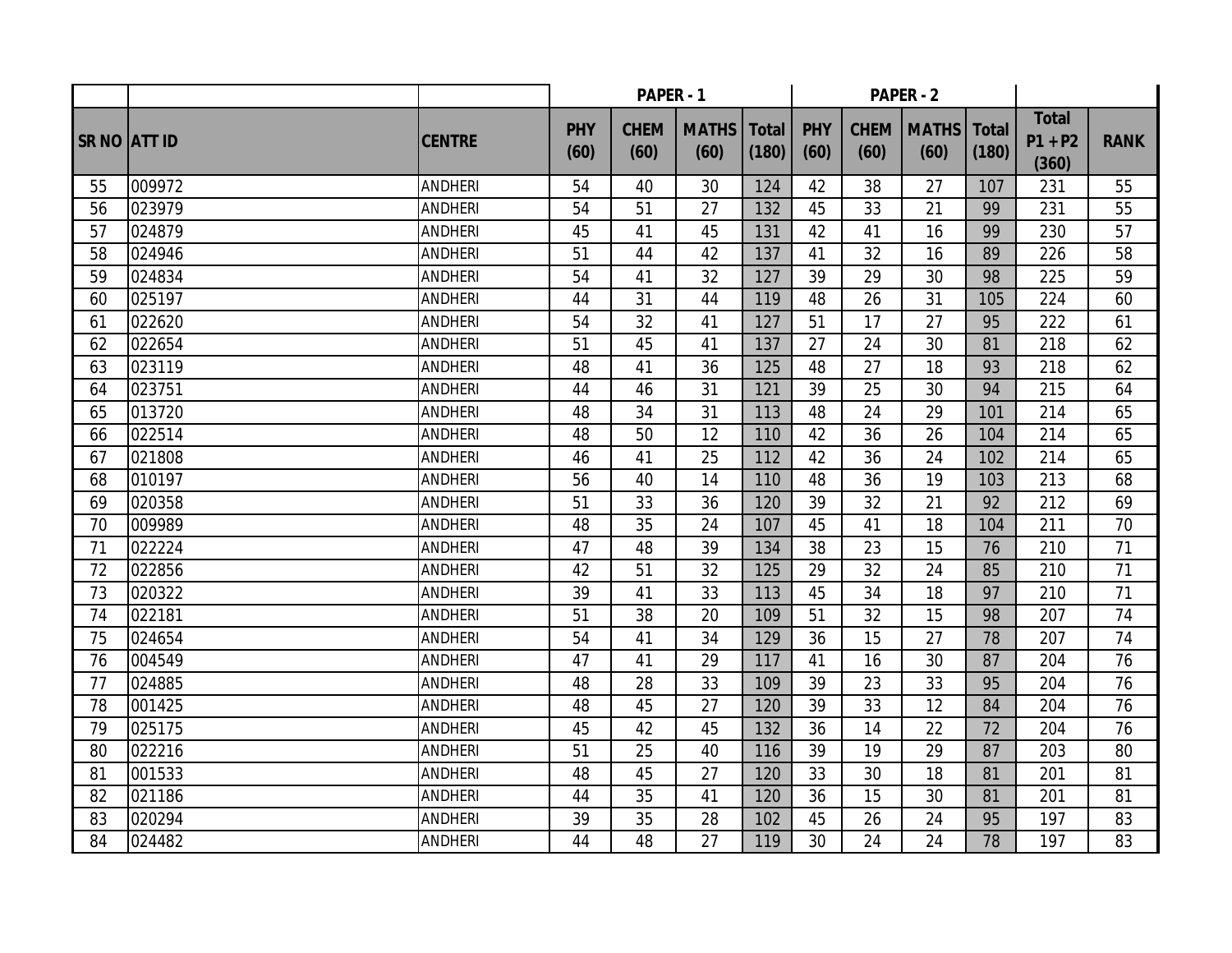| | | | PAPER - 1 | | | | PAPER - 2 | | | | | |
|---|---|---|---|---|---|---|---|---|---|---|---|---|
| SR NO | ATT ID | CENTRE | PHY (60) | CHEM (60) | MATHS (60) | Total (180) | PHY (60) | CHEM (60) | MATHS (60) | Total (180) | Total P1 + P2 (360) | RANK |
| 55 | 009972 | ANDHERI | 54 | 40 | 30 | 124 | 42 | 38 | 27 | 107 | 231 | 55 |
| 56 | 023979 | ANDHERI | 54 | 51 | 27 | 132 | 45 | 33 | 21 | 99 | 231 | 55 |
| 57 | 024879 | ANDHERI | 45 | 41 | 45 | 131 | 42 | 41 | 16 | 99 | 230 | 57 |
| 58 | 024946 | ANDHERI | 51 | 44 | 42 | 137 | 41 | 32 | 16 | 89 | 226 | 58 |
| 59 | 024834 | ANDHERI | 54 | 41 | 32 | 127 | 39 | 29 | 30 | 98 | 225 | 59 |
| 60 | 025197 | ANDHERI | 44 | 31 | 44 | 119 | 48 | 26 | 31 | 105 | 224 | 60 |
| 61 | 022620 | ANDHERI | 54 | 32 | 41 | 127 | 51 | 17 | 27 | 95 | 222 | 61 |
| 62 | 022654 | ANDHERI | 51 | 45 | 41 | 137 | 27 | 24 | 30 | 81 | 218 | 62 |
| 63 | 023119 | ANDHERI | 48 | 41 | 36 | 125 | 48 | 27 | 18 | 93 | 218 | 62 |
| 64 | 023751 | ANDHERI | 44 | 46 | 31 | 121 | 39 | 25 | 30 | 94 | 215 | 64 |
| 65 | 013720 | ANDHERI | 48 | 34 | 31 | 113 | 48 | 24 | 29 | 101 | 214 | 65 |
| 66 | 022514 | ANDHERI | 48 | 50 | 12 | 110 | 42 | 36 | 26 | 104 | 214 | 65 |
| 67 | 021808 | ANDHERI | 46 | 41 | 25 | 112 | 42 | 36 | 24 | 102 | 214 | 65 |
| 68 | 010197 | ANDHERI | 56 | 40 | 14 | 110 | 48 | 36 | 19 | 103 | 213 | 68 |
| 69 | 020358 | ANDHERI | 51 | 33 | 36 | 120 | 39 | 32 | 21 | 92 | 212 | 69 |
| 70 | 009989 | ANDHERI | 48 | 35 | 24 | 107 | 45 | 41 | 18 | 104 | 211 | 70 |
| 71 | 022224 | ANDHERI | 47 | 48 | 39 | 134 | 38 | 23 | 15 | 76 | 210 | 71 |
| 72 | 022856 | ANDHERI | 42 | 51 | 32 | 125 | 29 | 32 | 24 | 85 | 210 | 71 |
| 73 | 020322 | ANDHERI | 39 | 41 | 33 | 113 | 45 | 34 | 18 | 97 | 210 | 71 |
| 74 | 022181 | ANDHERI | 51 | 38 | 20 | 109 | 51 | 32 | 15 | 98 | 207 | 74 |
| 75 | 024654 | ANDHERI | 54 | 41 | 34 | 129 | 36 | 15 | 27 | 78 | 207 | 74 |
| 76 | 004549 | ANDHERI | 47 | 41 | 29 | 117 | 41 | 16 | 30 | 87 | 204 | 76 |
| 77 | 024885 | ANDHERI | 48 | 28 | 33 | 109 | 39 | 23 | 33 | 95 | 204 | 76 |
| 78 | 001425 | ANDHERI | 48 | 45 | 27 | 120 | 39 | 33 | 12 | 84 | 204 | 76 |
| 79 | 025175 | ANDHERI | 45 | 42 | 45 | 132 | 36 | 14 | 22 | 72 | 204 | 76 |
| 80 | 022216 | ANDHERI | 51 | 25 | 40 | 116 | 39 | 19 | 29 | 87 | 203 | 80 |
| 81 | 001533 | ANDHERI | 48 | 45 | 27 | 120 | 33 | 30 | 18 | 81 | 201 | 81 |
| 82 | 021186 | ANDHERI | 44 | 35 | 41 | 120 | 36 | 15 | 30 | 81 | 201 | 81 |
| 83 | 020294 | ANDHERI | 39 | 35 | 28 | 102 | 45 | 26 | 24 | 95 | 197 | 83 |
| 84 | 024482 | ANDHERI | 44 | 48 | 27 | 119 | 30 | 24 | 24 | 78 | 197 | 83 |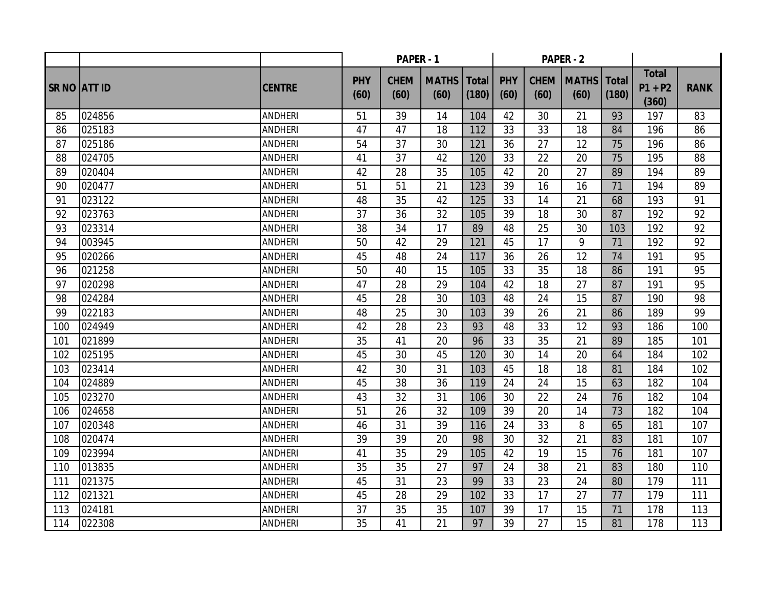| | | | PAPER - 1 | | | | PAPER - 2 | | | | | |
|---|---|---|---|---|---|---|---|---|---|---|---|---|
| SR NO | ATT ID | CENTRE | PHY (60) | CHEM (60) | MATHS (60) | Total (180) | PHY (60) | CHEM (60) | MATHS (60) | Total (180) | Total P1 + P2 (360) | RANK |
| 85 | 024856 | ANDHERI | 51 | 39 | 14 | 104 | 42 | 30 | 21 | 93 | 197 | 83 |
| 86 | 025183 | ANDHERI | 47 | 47 | 18 | 112 | 33 | 33 | 18 | 84 | 196 | 86 |
| 87 | 025186 | ANDHERI | 54 | 37 | 30 | 121 | 36 | 27 | 12 | 75 | 196 | 86 |
| 88 | 024705 | ANDHERI | 41 | 37 | 42 | 120 | 33 | 22 | 20 | 75 | 195 | 88 |
| 89 | 020404 | ANDHERI | 42 | 28 | 35 | 105 | 42 | 20 | 27 | 89 | 194 | 89 |
| 90 | 020477 | ANDHERI | 51 | 51 | 21 | 123 | 39 | 16 | 16 | 71 | 194 | 89 |
| 91 | 023122 | ANDHERI | 48 | 35 | 42 | 125 | 33 | 14 | 21 | 68 | 193 | 91 |
| 92 | 023763 | ANDHERI | 37 | 36 | 32 | 105 | 39 | 18 | 30 | 87 | 192 | 92 |
| 93 | 023314 | ANDHERI | 38 | 34 | 17 | 89 | 48 | 25 | 30 | 103 | 192 | 92 |
| 94 | 003945 | ANDHERI | 50 | 42 | 29 | 121 | 45 | 17 | 9 | 71 | 192 | 92 |
| 95 | 020266 | ANDHERI | 45 | 48 | 24 | 117 | 36 | 26 | 12 | 74 | 191 | 95 |
| 96 | 021258 | ANDHERI | 50 | 40 | 15 | 105 | 33 | 35 | 18 | 86 | 191 | 95 |
| 97 | 020298 | ANDHERI | 47 | 28 | 29 | 104 | 42 | 18 | 27 | 87 | 191 | 95 |
| 98 | 024284 | ANDHERI | 45 | 28 | 30 | 103 | 48 | 24 | 15 | 87 | 190 | 98 |
| 99 | 022183 | ANDHERI | 48 | 25 | 30 | 103 | 39 | 26 | 21 | 86 | 189 | 99 |
| 100 | 024949 | ANDHERI | 42 | 28 | 23 | 93 | 48 | 33 | 12 | 93 | 186 | 100 |
| 101 | 021899 | ANDHERI | 35 | 41 | 20 | 96 | 33 | 35 | 21 | 89 | 185 | 101 |
| 102 | 025195 | ANDHERI | 45 | 30 | 45 | 120 | 30 | 14 | 20 | 64 | 184 | 102 |
| 103 | 023414 | ANDHERI | 42 | 30 | 31 | 103 | 45 | 18 | 18 | 81 | 184 | 102 |
| 104 | 024889 | ANDHERI | 45 | 38 | 36 | 119 | 24 | 24 | 15 | 63 | 182 | 104 |
| 105 | 023270 | ANDHERI | 43 | 32 | 31 | 106 | 30 | 22 | 24 | 76 | 182 | 104 |
| 106 | 024658 | ANDHERI | 51 | 26 | 32 | 109 | 39 | 20 | 14 | 73 | 182 | 104 |
| 107 | 020348 | ANDHERI | 46 | 31 | 39 | 116 | 24 | 33 | 8 | 65 | 181 | 107 |
| 108 | 020474 | ANDHERI | 39 | 39 | 20 | 98 | 30 | 32 | 21 | 83 | 181 | 107 |
| 109 | 023994 | ANDHERI | 41 | 35 | 29 | 105 | 42 | 19 | 15 | 76 | 181 | 107 |
| 110 | 013835 | ANDHERI | 35 | 35 | 27 | 97 | 24 | 38 | 21 | 83 | 180 | 110 |
| 111 | 021375 | ANDHERI | 45 | 31 | 23 | 99 | 33 | 23 | 24 | 80 | 179 | 111 |
| 112 | 021321 | ANDHERI | 45 | 28 | 29 | 102 | 33 | 17 | 27 | 77 | 179 | 111 |
| 113 | 024181 | ANDHERI | 37 | 35 | 35 | 107 | 39 | 17 | 15 | 71 | 178 | 113 |
| 114 | 022308 | ANDHERI | 35 | 41 | 21 | 97 | 39 | 27 | 15 | 81 | 178 | 113 |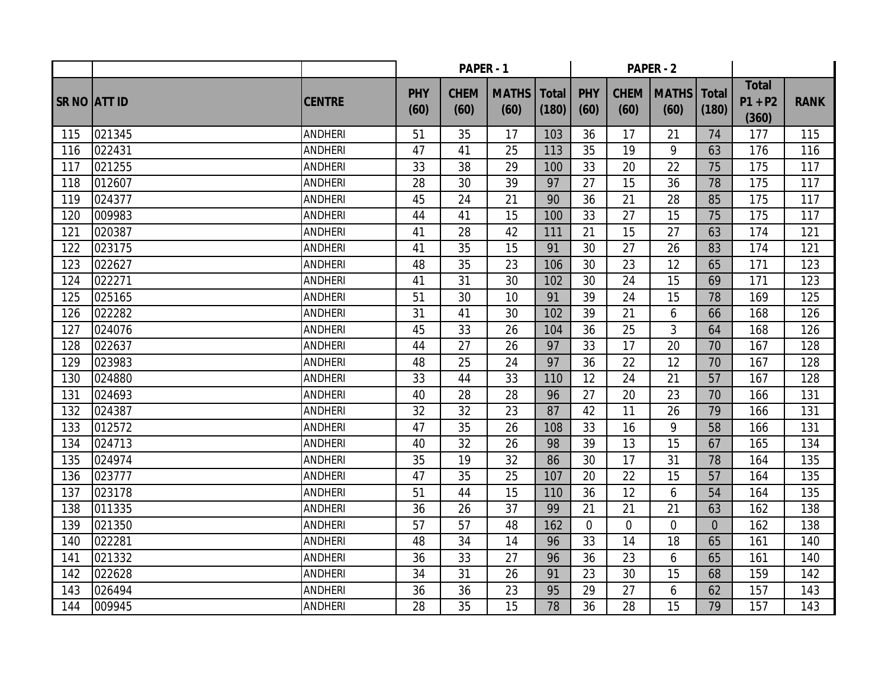| | | | PAPER - 1 | | | | PAPER - 2 | | | | | |
|---|---|---|---|---|---|---|---|---|---|---|---|---|
| SR NO | ATT ID | CENTRE | PHY (60) | CHEM (60) | MATHS (60) | Total (180) | PHY (60) | CHEM (60) | MATHS (60) | Total (180) | Total P1 + P2 (360) | RANK |
| 115 | 021345 | ANDHERI | 51 | 35 | 17 | 103 | 36 | 17 | 21 | 74 | 177 | 115 |
| 116 | 022431 | ANDHERI | 47 | 41 | 25 | 113 | 35 | 19 | 9 | 63 | 176 | 116 |
| 117 | 021255 | ANDHERI | 33 | 38 | 29 | 100 | 33 | 20 | 22 | 75 | 175 | 117 |
| 118 | 012607 | ANDHERI | 28 | 30 | 39 | 97 | 27 | 15 | 36 | 78 | 175 | 117 |
| 119 | 024377 | ANDHERI | 45 | 24 | 21 | 90 | 36 | 21 | 28 | 85 | 175 | 117 |
| 120 | 009983 | ANDHERI | 44 | 41 | 15 | 100 | 33 | 27 | 15 | 75 | 175 | 117 |
| 121 | 020387 | ANDHERI | 41 | 28 | 42 | 111 | 21 | 15 | 27 | 63 | 174 | 121 |
| 122 | 023175 | ANDHERI | 41 | 35 | 15 | 91 | 30 | 27 | 26 | 83 | 174 | 121 |
| 123 | 022627 | ANDHERI | 48 | 35 | 23 | 106 | 30 | 23 | 12 | 65 | 171 | 123 |
| 124 | 022271 | ANDHERI | 41 | 31 | 30 | 102 | 30 | 24 | 15 | 69 | 171 | 123 |
| 125 | 025165 | ANDHERI | 51 | 30 | 10 | 91 | 39 | 24 | 15 | 78 | 169 | 125 |
| 126 | 022282 | ANDHERI | 31 | 41 | 30 | 102 | 39 | 21 | 6 | 66 | 168 | 126 |
| 127 | 024076 | ANDHERI | 45 | 33 | 26 | 104 | 36 | 25 | 3 | 64 | 168 | 126 |
| 128 | 022637 | ANDHERI | 44 | 27 | 26 | 97 | 33 | 17 | 20 | 70 | 167 | 128 |
| 129 | 023983 | ANDHERI | 48 | 25 | 24 | 97 | 36 | 22 | 12 | 70 | 167 | 128 |
| 130 | 024880 | ANDHERI | 33 | 44 | 33 | 110 | 12 | 24 | 21 | 57 | 167 | 128 |
| 131 | 024693 | ANDHERI | 40 | 28 | 28 | 96 | 27 | 20 | 23 | 70 | 166 | 131 |
| 132 | 024387 | ANDHERI | 32 | 32 | 23 | 87 | 42 | 11 | 26 | 79 | 166 | 131 |
| 133 | 012572 | ANDHERI | 47 | 35 | 26 | 108 | 33 | 16 | 9 | 58 | 166 | 131 |
| 134 | 024713 | ANDHERI | 40 | 32 | 26 | 98 | 39 | 13 | 15 | 67 | 165 | 134 |
| 135 | 024974 | ANDHERI | 35 | 19 | 32 | 86 | 30 | 17 | 31 | 78 | 164 | 135 |
| 136 | 023777 | ANDHERI | 47 | 35 | 25 | 107 | 20 | 22 | 15 | 57 | 164 | 135 |
| 137 | 023178 | ANDHERI | 51 | 44 | 15 | 110 | 36 | 12 | 6 | 54 | 164 | 135 |
| 138 | 011335 | ANDHERI | 36 | 26 | 37 | 99 | 21 | 21 | 21 | 63 | 162 | 138 |
| 139 | 021350 | ANDHERI | 57 | 57 | 48 | 162 | 0 | 0 | 0 | 0 | 162 | 138 |
| 140 | 022281 | ANDHERI | 48 | 34 | 14 | 96 | 33 | 14 | 18 | 65 | 161 | 140 |
| 141 | 021332 | ANDHERI | 36 | 33 | 27 | 96 | 36 | 23 | 6 | 65 | 161 | 140 |
| 142 | 022628 | ANDHERI | 34 | 31 | 26 | 91 | 23 | 30 | 15 | 68 | 159 | 142 |
| 143 | 026494 | ANDHERI | 36 | 36 | 23 | 95 | 29 | 27 | 6 | 62 | 157 | 143 |
| 144 | 009945 | ANDHERI | 28 | 35 | 15 | 78 | 36 | 28 | 15 | 79 | 157 | 143 |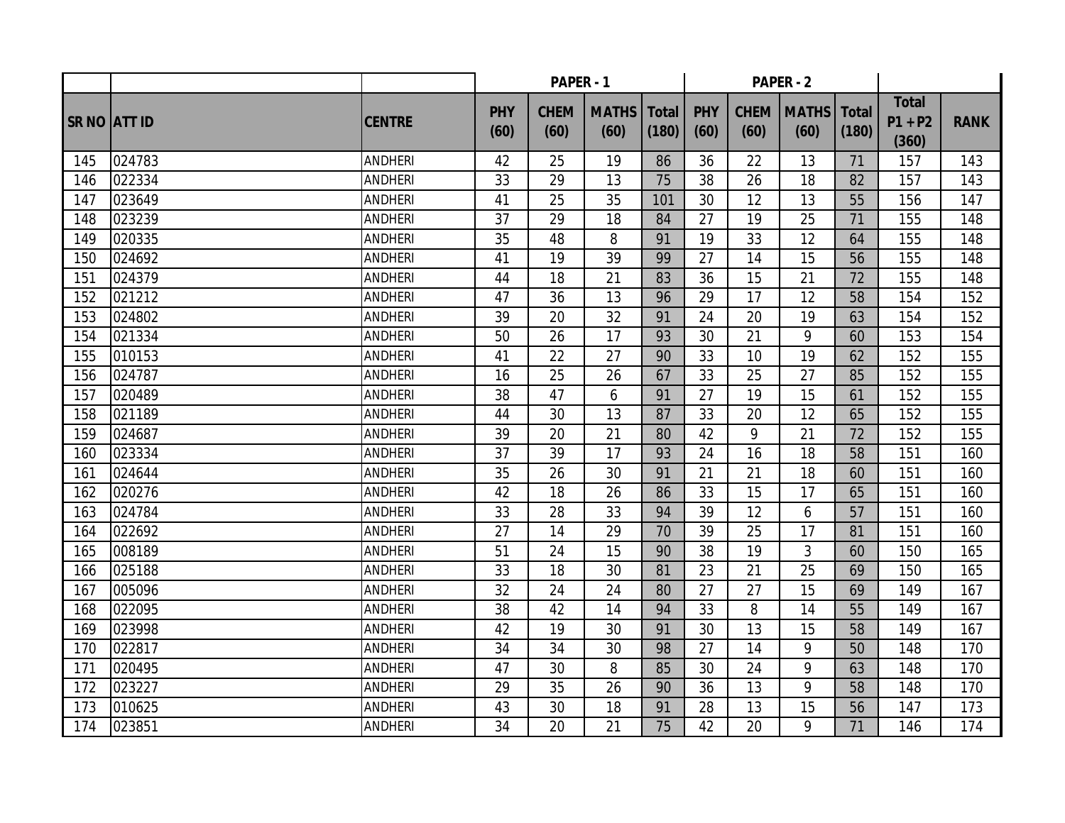| | | | PAPER - 1 | | | | PAPER - 2 | | | | | |
|---|---|---|---|---|---|---|---|---|---|---|---|---|
| SR NO | ATT ID | CENTRE | PHY (60) | CHEM (60) | MATHS (60) | Total (180) | PHY (60) | CHEM (60) | MATHS (60) | Total (180) | Total P1 + P2 (360) | RANK |
| 145 | 024783 | ANDHERI | 42 | 25 | 19 | 86 | 36 | 22 | 13 | 71 | 157 | 143 |
| 146 | 022334 | ANDHERI | 33 | 29 | 13 | 75 | 38 | 26 | 18 | 82 | 157 | 143 |
| 147 | 023649 | ANDHERI | 41 | 25 | 35 | 101 | 30 | 12 | 13 | 55 | 156 | 147 |
| 148 | 023239 | ANDHERI | 37 | 29 | 18 | 84 | 27 | 19 | 25 | 71 | 155 | 148 |
| 149 | 020335 | ANDHERI | 35 | 48 | 8 | 91 | 19 | 33 | 12 | 64 | 155 | 148 |
| 150 | 024692 | ANDHERI | 41 | 19 | 39 | 99 | 27 | 14 | 15 | 56 | 155 | 148 |
| 151 | 024379 | ANDHERI | 44 | 18 | 21 | 83 | 36 | 15 | 21 | 72 | 155 | 148 |
| 152 | 021212 | ANDHERI | 47 | 36 | 13 | 96 | 29 | 17 | 12 | 58 | 154 | 152 |
| 153 | 024802 | ANDHERI | 39 | 20 | 32 | 91 | 24 | 20 | 19 | 63 | 154 | 152 |
| 154 | 021334 | ANDHERI | 50 | 26 | 17 | 93 | 30 | 21 | 9 | 60 | 153 | 154 |
| 155 | 010153 | ANDHERI | 41 | 22 | 27 | 90 | 33 | 10 | 19 | 62 | 152 | 155 |
| 156 | 024787 | ANDHERI | 16 | 25 | 26 | 67 | 33 | 25 | 27 | 85 | 152 | 155 |
| 157 | 020489 | ANDHERI | 38 | 47 | 6 | 91 | 27 | 19 | 15 | 61 | 152 | 155 |
| 158 | 021189 | ANDHERI | 44 | 30 | 13 | 87 | 33 | 20 | 12 | 65 | 152 | 155 |
| 159 | 024687 | ANDHERI | 39 | 20 | 21 | 80 | 42 | 9 | 21 | 72 | 152 | 155 |
| 160 | 023334 | ANDHERI | 37 | 39 | 17 | 93 | 24 | 16 | 18 | 58 | 151 | 160 |
| 161 | 024644 | ANDHERI | 35 | 26 | 30 | 91 | 21 | 21 | 18 | 60 | 151 | 160 |
| 162 | 020276 | ANDHERI | 42 | 18 | 26 | 86 | 33 | 15 | 17 | 65 | 151 | 160 |
| 163 | 024784 | ANDHERI | 33 | 28 | 33 | 94 | 39 | 12 | 6 | 57 | 151 | 160 |
| 164 | 022692 | ANDHERI | 27 | 14 | 29 | 70 | 39 | 25 | 17 | 81 | 151 | 160 |
| 165 | 008189 | ANDHERI | 51 | 24 | 15 | 90 | 38 | 19 | 3 | 60 | 150 | 165 |
| 166 | 025188 | ANDHERI | 33 | 18 | 30 | 81 | 23 | 21 | 25 | 69 | 150 | 165 |
| 167 | 005096 | ANDHERI | 32 | 24 | 24 | 80 | 27 | 27 | 15 | 69 | 149 | 167 |
| 168 | 022095 | ANDHERI | 38 | 42 | 14 | 94 | 33 | 8 | 14 | 55 | 149 | 167 |
| 169 | 023998 | ANDHERI | 42 | 19 | 30 | 91 | 30 | 13 | 15 | 58 | 149 | 167 |
| 170 | 022817 | ANDHERI | 34 | 34 | 30 | 98 | 27 | 14 | 9 | 50 | 148 | 170 |
| 171 | 020495 | ANDHERI | 47 | 30 | 8 | 85 | 30 | 24 | 9 | 63 | 148 | 170 |
| 172 | 023227 | ANDHERI | 29 | 35 | 26 | 90 | 36 | 13 | 9 | 58 | 148 | 170 |
| 173 | 010625 | ANDHERI | 43 | 30 | 18 | 91 | 28 | 13 | 15 | 56 | 147 | 173 |
| 174 | 023851 | ANDHERI | 34 | 20 | 21 | 75 | 42 | 20 | 9 | 71 | 146 | 174 |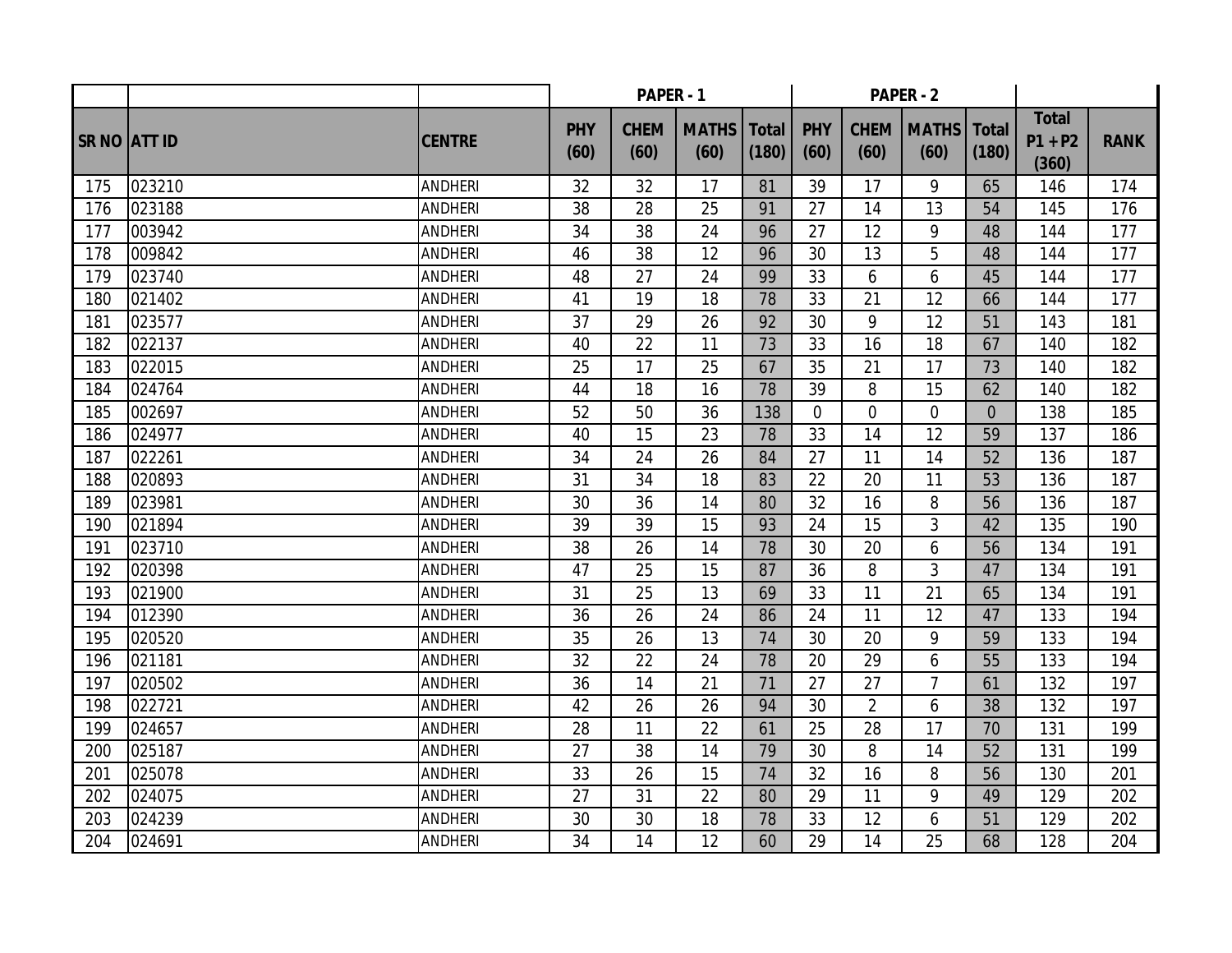| | | | PAPER - 1 | | | | PAPER - 2 | | | | | |
|---|---|---|---|---|---|---|---|---|---|---|---|---|
| SR NO | ATT ID | CENTRE | PHY (60) | CHEM (60) | MATHS (60) | Total (180) | PHY (60) | CHEM (60) | MATHS (60) | Total (180) | Total P1 + P2 (360) | RANK |
| 175 | 023210 | ANDHERI | 32 | 32 | 17 | 81 | 39 | 17 | 9 | 65 | 146 | 174 |
| 176 | 023188 | ANDHERI | 38 | 28 | 25 | 91 | 27 | 14 | 13 | 54 | 145 | 176 |
| 177 | 003942 | ANDHERI | 34 | 38 | 24 | 96 | 27 | 12 | 9 | 48 | 144 | 177 |
| 178 | 009842 | ANDHERI | 46 | 38 | 12 | 96 | 30 | 13 | 5 | 48 | 144 | 177 |
| 179 | 023740 | ANDHERI | 48 | 27 | 24 | 99 | 33 | 6 | 6 | 45 | 144 | 177 |
| 180 | 021402 | ANDHERI | 41 | 19 | 18 | 78 | 33 | 21 | 12 | 66 | 144 | 177 |
| 181 | 023577 | ANDHERI | 37 | 29 | 26 | 92 | 30 | 9 | 12 | 51 | 143 | 181 |
| 182 | 022137 | ANDHERI | 40 | 22 | 11 | 73 | 33 | 16 | 18 | 67 | 140 | 182 |
| 183 | 022015 | ANDHERI | 25 | 17 | 25 | 67 | 35 | 21 | 17 | 73 | 140 | 182 |
| 184 | 024764 | ANDHERI | 44 | 18 | 16 | 78 | 39 | 8 | 15 | 62 | 140 | 182 |
| 185 | 002697 | ANDHERI | 52 | 50 | 36 | 138 | 0 | 0 | 0 | 0 | 138 | 185 |
| 186 | 024977 | ANDHERI | 40 | 15 | 23 | 78 | 33 | 14 | 12 | 59 | 137 | 186 |
| 187 | 022261 | ANDHERI | 34 | 24 | 26 | 84 | 27 | 11 | 14 | 52 | 136 | 187 |
| 188 | 020893 | ANDHERI | 31 | 34 | 18 | 83 | 22 | 20 | 11 | 53 | 136 | 187 |
| 189 | 023981 | ANDHERI | 30 | 36 | 14 | 80 | 32 | 16 | 8 | 56 | 136 | 187 |
| 190 | 021894 | ANDHERI | 39 | 39 | 15 | 93 | 24 | 15 | 3 | 42 | 135 | 190 |
| 191 | 023710 | ANDHERI | 38 | 26 | 14 | 78 | 30 | 20 | 6 | 56 | 134 | 191 |
| 192 | 020398 | ANDHERI | 47 | 25 | 15 | 87 | 36 | 8 | 3 | 47 | 134 | 191 |
| 193 | 021900 | ANDHERI | 31 | 25 | 13 | 69 | 33 | 11 | 21 | 65 | 134 | 191 |
| 194 | 012390 | ANDHERI | 36 | 26 | 24 | 86 | 24 | 11 | 12 | 47 | 133 | 194 |
| 195 | 020520 | ANDHERI | 35 | 26 | 13 | 74 | 30 | 20 | 9 | 59 | 133 | 194 |
| 196 | 021181 | ANDHERI | 32 | 22 | 24 | 78 | 20 | 29 | 6 | 55 | 133 | 194 |
| 197 | 020502 | ANDHERI | 36 | 14 | 21 | 71 | 27 | 27 | 7 | 61 | 132 | 197 |
| 198 | 022721 | ANDHERI | 42 | 26 | 26 | 94 | 30 | 2 | 6 | 38 | 132 | 197 |
| 199 | 024657 | ANDHERI | 28 | 11 | 22 | 61 | 25 | 28 | 17 | 70 | 131 | 199 |
| 200 | 025187 | ANDHERI | 27 | 38 | 14 | 79 | 30 | 8 | 14 | 52 | 131 | 199 |
| 201 | 025078 | ANDHERI | 33 | 26 | 15 | 74 | 32 | 16 | 8 | 56 | 130 | 201 |
| 202 | 024075 | ANDHERI | 27 | 31 | 22 | 80 | 29 | 11 | 9 | 49 | 129 | 202 |
| 203 | 024239 | ANDHERI | 30 | 30 | 18 | 78 | 33 | 12 | 6 | 51 | 129 | 202 |
| 204 | 024691 | ANDHERI | 34 | 14 | 12 | 60 | 29 | 14 | 25 | 68 | 128 | 204 |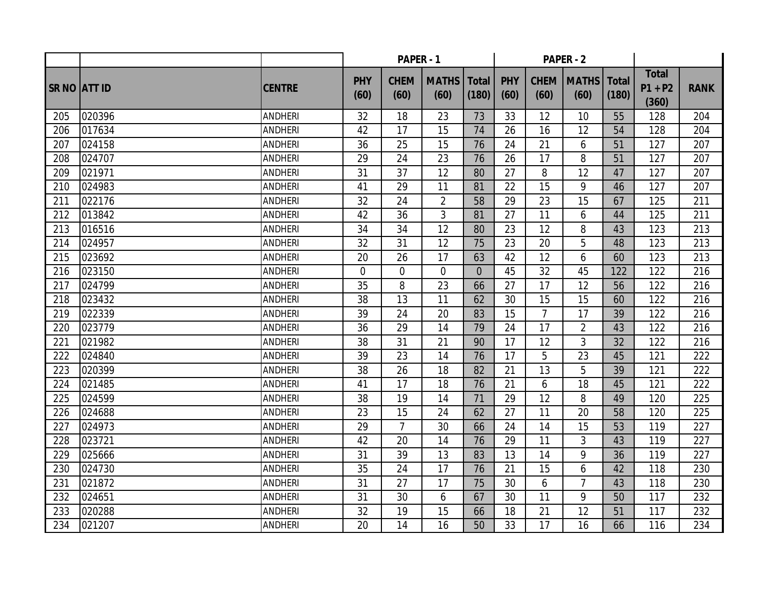| | | | PAPER - 1 | | | | PAPER - 2 | | | | | |
|---|---|---|---|---|---|---|---|---|---|---|---|---|
| SR NO | ATT ID | CENTRE | PHY (60) | CHEM (60) | MATHS (60) | Total (180) | PHY (60) | CHEM (60) | MATHS (60) | Total (180) | Total P1 + P2 (360) | RANK |
| 205 | 020396 | ANDHERI | 32 | 18 | 23 | 73 | 33 | 12 | 10 | 55 | 128 | 204 |
| 206 | 017634 | ANDHERI | 42 | 17 | 15 | 74 | 26 | 16 | 12 | 54 | 128 | 204 |
| 207 | 024158 | ANDHERI | 36 | 25 | 15 | 76 | 24 | 21 | 6 | 51 | 127 | 207 |
| 208 | 024707 | ANDHERI | 29 | 24 | 23 | 76 | 26 | 17 | 8 | 51 | 127 | 207 |
| 209 | 021971 | ANDHERI | 31 | 37 | 12 | 80 | 27 | 8 | 12 | 47 | 127 | 207 |
| 210 | 024983 | ANDHERI | 41 | 29 | 11 | 81 | 22 | 15 | 9 | 46 | 127 | 207 |
| 211 | 022176 | ANDHERI | 32 | 24 | 2 | 58 | 29 | 23 | 15 | 67 | 125 | 211 |
| 212 | 013842 | ANDHERI | 42 | 36 | 3 | 81 | 27 | 11 | 6 | 44 | 125 | 211 |
| 213 | 016516 | ANDHERI | 34 | 34 | 12 | 80 | 23 | 12 | 8 | 43 | 123 | 213 |
| 214 | 024957 | ANDHERI | 32 | 31 | 12 | 75 | 23 | 20 | 5 | 48 | 123 | 213 |
| 215 | 023692 | ANDHERI | 20 | 26 | 17 | 63 | 42 | 12 | 6 | 60 | 123 | 213 |
| 216 | 023150 | ANDHERI | 0 | 0 | 0 | 0 | 45 | 32 | 45 | 122 | 122 | 216 |
| 217 | 024799 | ANDHERI | 35 | 8 | 23 | 66 | 27 | 17 | 12 | 56 | 122 | 216 |
| 218 | 023432 | ANDHERI | 38 | 13 | 11 | 62 | 30 | 15 | 15 | 60 | 122 | 216 |
| 219 | 022339 | ANDHERI | 39 | 24 | 20 | 83 | 15 | 7 | 17 | 39 | 122 | 216 |
| 220 | 023779 | ANDHERI | 36 | 29 | 14 | 79 | 24 | 17 | 2 | 43 | 122 | 216 |
| 221 | 021982 | ANDHERI | 38 | 31 | 21 | 90 | 17 | 12 | 3 | 32 | 122 | 216 |
| 222 | 024840 | ANDHERI | 39 | 23 | 14 | 76 | 17 | 5 | 23 | 45 | 121 | 222 |
| 223 | 020399 | ANDHERI | 38 | 26 | 18 | 82 | 21 | 13 | 5 | 39 | 121 | 222 |
| 224 | 021485 | ANDHERI | 41 | 17 | 18 | 76 | 21 | 6 | 18 | 45 | 121 | 222 |
| 225 | 024599 | ANDHERI | 38 | 19 | 14 | 71 | 29 | 12 | 8 | 49 | 120 | 225 |
| 226 | 024688 | ANDHERI | 23 | 15 | 24 | 62 | 27 | 11 | 20 | 58 | 120 | 225 |
| 227 | 024973 | ANDHERI | 29 | 7 | 30 | 66 | 24 | 14 | 15 | 53 | 119 | 227 |
| 228 | 023721 | ANDHERI | 42 | 20 | 14 | 76 | 29 | 11 | 3 | 43 | 119 | 227 |
| 229 | 025666 | ANDHERI | 31 | 39 | 13 | 83 | 13 | 14 | 9 | 36 | 119 | 227 |
| 230 | 024730 | ANDHERI | 35 | 24 | 17 | 76 | 21 | 15 | 6 | 42 | 118 | 230 |
| 231 | 021872 | ANDHERI | 31 | 27 | 17 | 75 | 30 | 6 | 7 | 43 | 118 | 230 |
| 232 | 024651 | ANDHERI | 31 | 30 | 6 | 67 | 30 | 11 | 9 | 50 | 117 | 232 |
| 233 | 020288 | ANDHERI | 32 | 19 | 15 | 66 | 18 | 21 | 12 | 51 | 117 | 232 |
| 234 | 021207 | ANDHERI | 20 | 14 | 16 | 50 | 33 | 17 | 16 | 66 | 116 | 234 |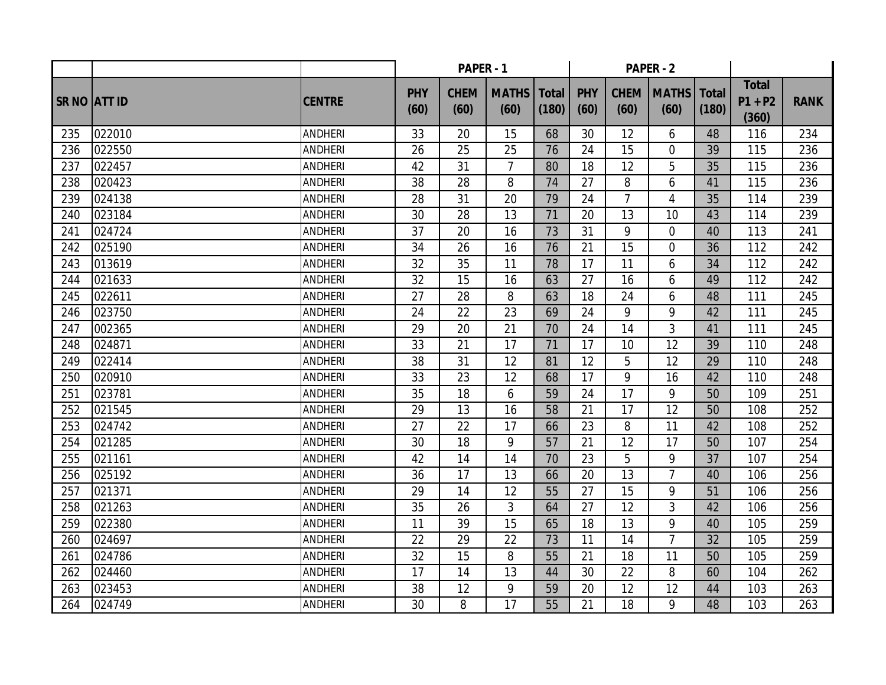| | | | PAPER - 1 | | | | PAPER - 2 | | | | | |
|---|---|---|---|---|---|---|---|---|---|---|---|---|
| SR NO | ATT ID | CENTRE | PHY (60) | CHEM (60) | MATHS (60) | Total (180) | PHY (60) | CHEM (60) | MATHS (60) | Total (180) | Total P1 + P2 (360) | RANK |
| 235 | 022010 | ANDHERI | 33 | 20 | 15 | 68 | 30 | 12 | 6 | 48 | 116 | 234 |
| 236 | 022550 | ANDHERI | 26 | 25 | 25 | 76 | 24 | 15 | 0 | 39 | 115 | 236 |
| 237 | 022457 | ANDHERI | 42 | 31 | 7 | 80 | 18 | 12 | 5 | 35 | 115 | 236 |
| 238 | 020423 | ANDHERI | 38 | 28 | 8 | 74 | 27 | 8 | 6 | 41 | 115 | 236 |
| 239 | 024138 | ANDHERI | 28 | 31 | 20 | 79 | 24 | 7 | 4 | 35 | 114 | 239 |
| 240 | 023184 | ANDHERI | 30 | 28 | 13 | 71 | 20 | 13 | 10 | 43 | 114 | 239 |
| 241 | 024724 | ANDHERI | 37 | 20 | 16 | 73 | 31 | 9 | 0 | 40 | 113 | 241 |
| 242 | 025190 | ANDHERI | 34 | 26 | 16 | 76 | 21 | 15 | 0 | 36 | 112 | 242 |
| 243 | 013619 | ANDHERI | 32 | 35 | 11 | 78 | 17 | 11 | 6 | 34 | 112 | 242 |
| 244 | 021633 | ANDHERI | 32 | 15 | 16 | 63 | 27 | 16 | 6 | 49 | 112 | 242 |
| 245 | 022611 | ANDHERI | 27 | 28 | 8 | 63 | 18 | 24 | 6 | 48 | 111 | 245 |
| 246 | 023750 | ANDHERI | 24 | 22 | 23 | 69 | 24 | 9 | 9 | 42 | 111 | 245 |
| 247 | 002365 | ANDHERI | 29 | 20 | 21 | 70 | 24 | 14 | 3 | 41 | 111 | 245 |
| 248 | 024871 | ANDHERI | 33 | 21 | 17 | 71 | 17 | 10 | 12 | 39 | 110 | 248 |
| 249 | 022414 | ANDHERI | 38 | 31 | 12 | 81 | 12 | 5 | 12 | 29 | 110 | 248 |
| 250 | 020910 | ANDHERI | 33 | 23 | 12 | 68 | 17 | 9 | 16 | 42 | 110 | 248 |
| 251 | 023781 | ANDHERI | 35 | 18 | 6 | 59 | 24 | 17 | 9 | 50 | 109 | 251 |
| 252 | 021545 | ANDHERI | 29 | 13 | 16 | 58 | 21 | 17 | 12 | 50 | 108 | 252 |
| 253 | 024742 | ANDHERI | 27 | 22 | 17 | 66 | 23 | 8 | 11 | 42 | 108 | 252 |
| 254 | 021285 | ANDHERI | 30 | 18 | 9 | 57 | 21 | 12 | 17 | 50 | 107 | 254 |
| 255 | 021161 | ANDHERI | 42 | 14 | 14 | 70 | 23 | 5 | 9 | 37 | 107 | 254 |
| 256 | 025192 | ANDHERI | 36 | 17 | 13 | 66 | 20 | 13 | 7 | 40 | 106 | 256 |
| 257 | 021371 | ANDHERI | 29 | 14 | 12 | 55 | 27 | 15 | 9 | 51 | 106 | 256 |
| 258 | 021263 | ANDHERI | 35 | 26 | 3 | 64 | 27 | 12 | 3 | 42 | 106 | 256 |
| 259 | 022380 | ANDHERI | 11 | 39 | 15 | 65 | 18 | 13 | 9 | 40 | 105 | 259 |
| 260 | 024697 | ANDHERI | 22 | 29 | 22 | 73 | 11 | 14 | 7 | 32 | 105 | 259 |
| 261 | 024786 | ANDHERI | 32 | 15 | 8 | 55 | 21 | 18 | 11 | 50 | 105 | 259 |
| 262 | 024460 | ANDHERI | 17 | 14 | 13 | 44 | 30 | 22 | 8 | 60 | 104 | 262 |
| 263 | 023453 | ANDHERI | 38 | 12 | 9 | 59 | 20 | 12 | 12 | 44 | 103 | 263 |
| 264 | 024749 | ANDHERI | 30 | 8 | 17 | 55 | 21 | 18 | 9 | 48 | 103 | 263 |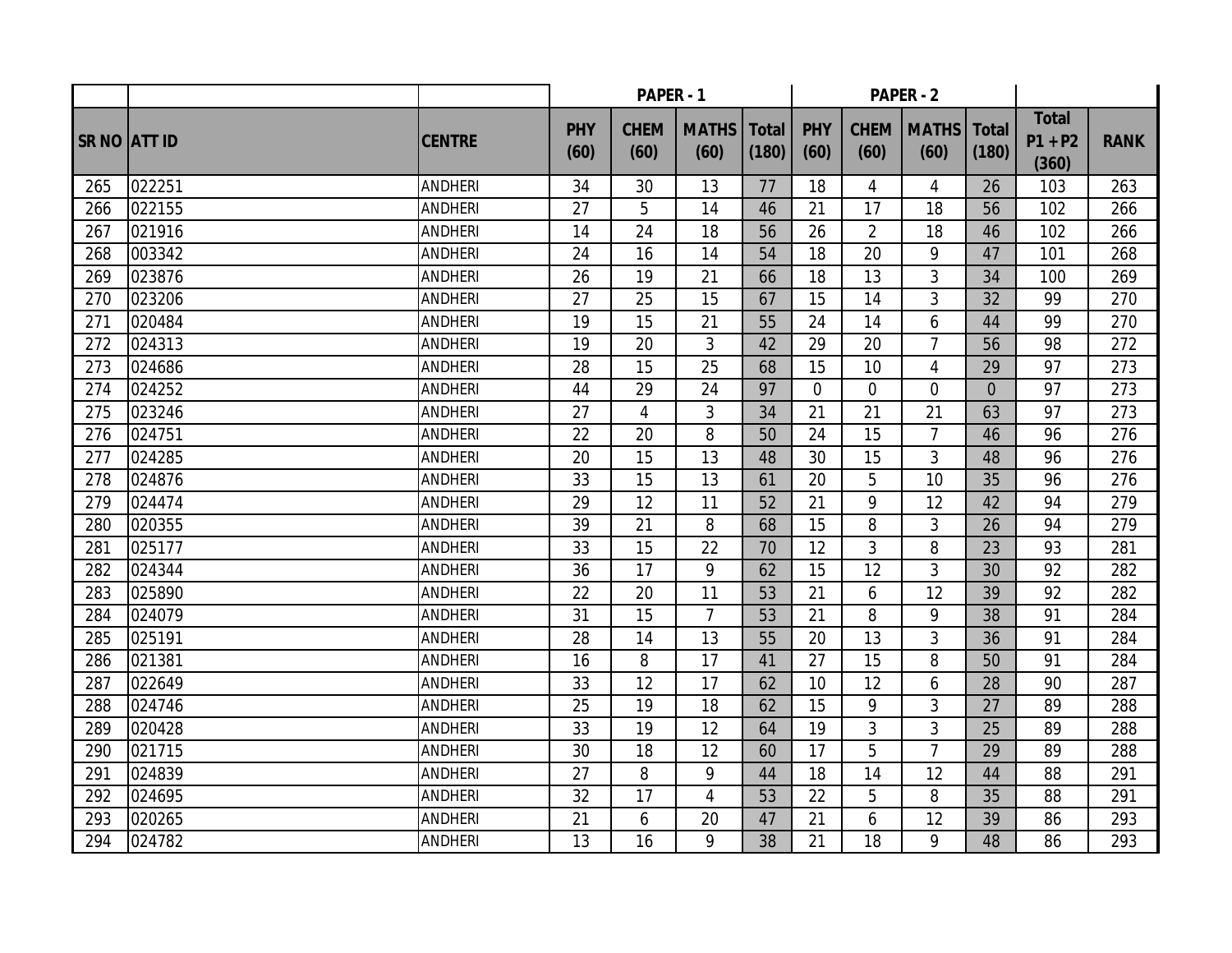| | | | PAPER - 1 | | | | PAPER - 2 | | | | | |
|---|---|---|---|---|---|---|---|---|---|---|---|---|
| SR NO | ATT ID | CENTRE | PHY (60) | CHEM (60) | MATHS (60) | Total (180) | PHY (60) | CHEM (60) | MATHS (60) | Total (180) | Total P1 + P2 (360) | RANK |
| 265 | 022251 | ANDHERI | 34 | 30 | 13 | 77 | 18 | 4 | 4 | 26 | 103 | 263 |
| 266 | 022155 | ANDHERI | 27 | 5 | 14 | 46 | 21 | 17 | 18 | 56 | 102 | 266 |
| 267 | 021916 | ANDHERI | 14 | 24 | 18 | 56 | 26 | 2 | 18 | 46 | 102 | 266 |
| 268 | 003342 | ANDHERI | 24 | 16 | 14 | 54 | 18 | 20 | 9 | 47 | 101 | 268 |
| 269 | 023876 | ANDHERI | 26 | 19 | 21 | 66 | 18 | 13 | 3 | 34 | 100 | 269 |
| 270 | 023206 | ANDHERI | 27 | 25 | 15 | 67 | 15 | 14 | 3 | 32 | 99 | 270 |
| 271 | 020484 | ANDHERI | 19 | 15 | 21 | 55 | 24 | 14 | 6 | 44 | 99 | 270 |
| 272 | 024313 | ANDHERI | 19 | 20 | 3 | 42 | 29 | 20 | 7 | 56 | 98 | 272 |
| 273 | 024686 | ANDHERI | 28 | 15 | 25 | 68 | 15 | 10 | 4 | 29 | 97 | 273 |
| 274 | 024252 | ANDHERI | 44 | 29 | 24 | 97 | 0 | 0 | 0 | 0 | 97 | 273 |
| 275 | 023246 | ANDHERI | 27 | 4 | 3 | 34 | 21 | 21 | 21 | 63 | 97 | 273 |
| 276 | 024751 | ANDHERI | 22 | 20 | 8 | 50 | 24 | 15 | 7 | 46 | 96 | 276 |
| 277 | 024285 | ANDHERI | 20 | 15 | 13 | 48 | 30 | 15 | 3 | 48 | 96 | 276 |
| 278 | 024876 | ANDHERI | 33 | 15 | 13 | 61 | 20 | 5 | 10 | 35 | 96 | 276 |
| 279 | 024474 | ANDHERI | 29 | 12 | 11 | 52 | 21 | 9 | 12 | 42 | 94 | 279 |
| 280 | 020355 | ANDHERI | 39 | 21 | 8 | 68 | 15 | 8 | 3 | 26 | 94 | 279 |
| 281 | 025177 | ANDHERI | 33 | 15 | 22 | 70 | 12 | 3 | 8 | 23 | 93 | 281 |
| 282 | 024344 | ANDHERI | 36 | 17 | 9 | 62 | 15 | 12 | 3 | 30 | 92 | 282 |
| 283 | 025890 | ANDHERI | 22 | 20 | 11 | 53 | 21 | 6 | 12 | 39 | 92 | 282 |
| 284 | 024079 | ANDHERI | 31 | 15 | 7 | 53 | 21 | 8 | 9 | 38 | 91 | 284 |
| 285 | 025191 | ANDHERI | 28 | 14 | 13 | 55 | 20 | 13 | 3 | 36 | 91 | 284 |
| 286 | 021381 | ANDHERI | 16 | 8 | 17 | 41 | 27 | 15 | 8 | 50 | 91 | 284 |
| 287 | 022649 | ANDHERI | 33 | 12 | 17 | 62 | 10 | 12 | 6 | 28 | 90 | 287 |
| 288 | 024746 | ANDHERI | 25 | 19 | 18 | 62 | 15 | 9 | 3 | 27 | 89 | 288 |
| 289 | 020428 | ANDHERI | 33 | 19 | 12 | 64 | 19 | 3 | 3 | 25 | 89 | 288 |
| 290 | 021715 | ANDHERI | 30 | 18 | 12 | 60 | 17 | 5 | 7 | 29 | 89 | 288 |
| 291 | 024839 | ANDHERI | 27 | 8 | 9 | 44 | 18 | 14 | 12 | 44 | 88 | 291 |
| 292 | 024695 | ANDHERI | 32 | 17 | 4 | 53 | 22 | 5 | 8 | 35 | 88 | 291 |
| 293 | 020265 | ANDHERI | 21 | 6 | 20 | 47 | 21 | 6 | 12 | 39 | 86 | 293 |
| 294 | 024782 | ANDHERI | 13 | 16 | 9 | 38 | 21 | 18 | 9 | 48 | 86 | 293 |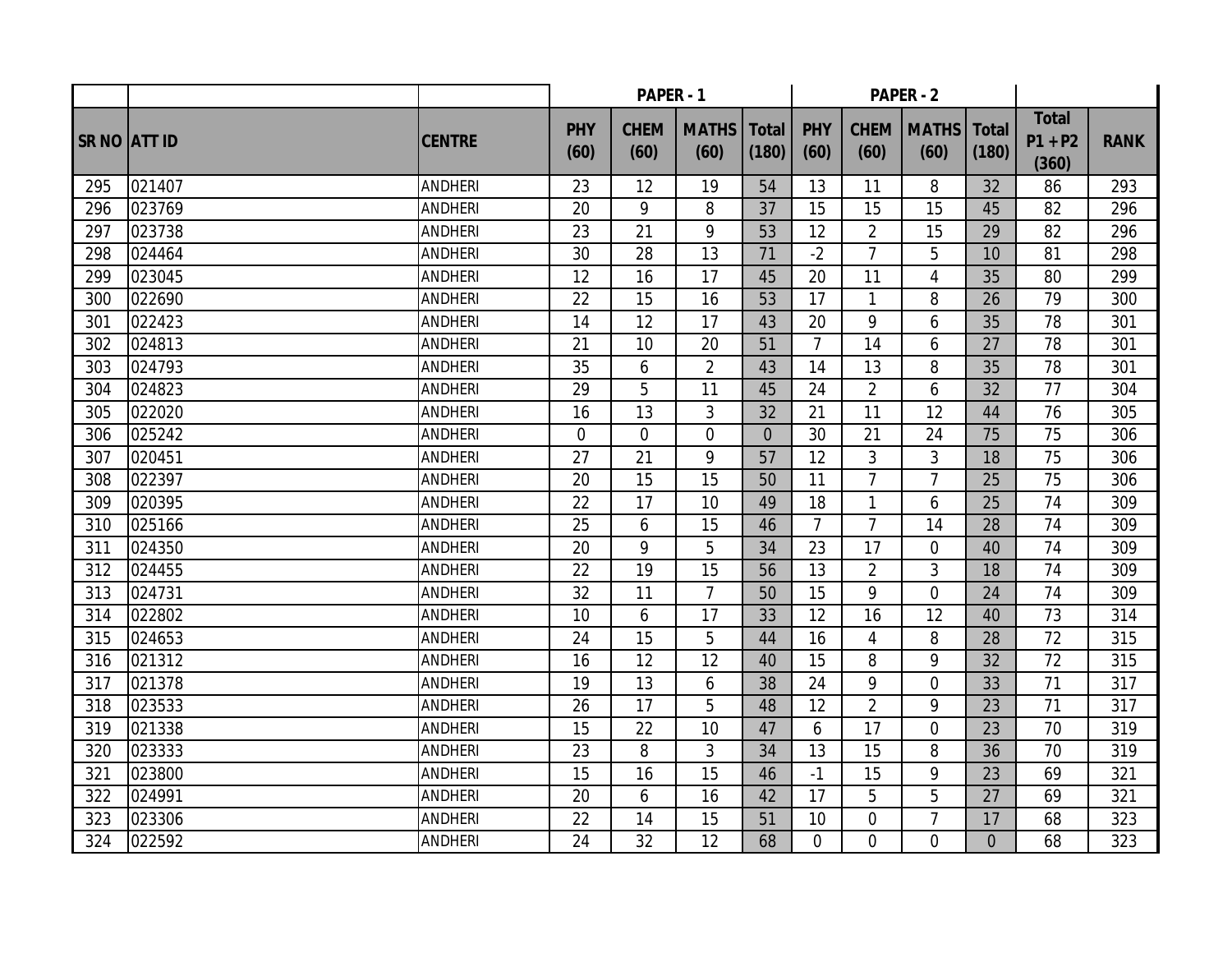| | | | PAPER - 1 | | | | PAPER - 2 | | | | | |
|---|---|---|---|---|---|---|---|---|---|---|---|---|
| SR NO | ATT ID | CENTRE | PHY (60) | CHEM (60) | MATHS (60) | Total (180) | PHY (60) | CHEM (60) | MATHS (60) | Total (180) | Total P1 + P2 (360) | RANK |
| 295 | 021407 | ANDHERI | 23 | 12 | 19 | 54 | 13 | 11 | 8 | 32 | 86 | 293 |
| 296 | 023769 | ANDHERI | 20 | 9 | 8 | 37 | 15 | 15 | 15 | 45 | 82 | 296 |
| 297 | 023738 | ANDHERI | 23 | 21 | 9 | 53 | 12 | 2 | 15 | 29 | 82 | 296 |
| 298 | 024464 | ANDHERI | 30 | 28 | 13 | 71 | -2 | 7 | 5 | 10 | 81 | 298 |
| 299 | 023045 | ANDHERI | 12 | 16 | 17 | 45 | 20 | 11 | 4 | 35 | 80 | 299 |
| 300 | 022690 | ANDHERI | 22 | 15 | 16 | 53 | 17 | 1 | 8 | 26 | 79 | 300 |
| 301 | 022423 | ANDHERI | 14 | 12 | 17 | 43 | 20 | 9 | 6 | 35 | 78 | 301 |
| 302 | 024813 | ANDHERI | 21 | 10 | 20 | 51 | 7 | 14 | 6 | 27 | 78 | 301 |
| 303 | 024793 | ANDHERI | 35 | 6 | 2 | 43 | 14 | 13 | 8 | 35 | 78 | 301 |
| 304 | 024823 | ANDHERI | 29 | 5 | 11 | 45 | 24 | 2 | 6 | 32 | 77 | 304 |
| 305 | 022020 | ANDHERI | 16 | 13 | 3 | 32 | 21 | 11 | 12 | 44 | 76 | 305 |
| 306 | 025242 | ANDHERI | 0 | 0 | 0 | 0 | 30 | 21 | 24 | 75 | 75 | 306 |
| 307 | 020451 | ANDHERI | 27 | 21 | 9 | 57 | 12 | 3 | 3 | 18 | 75 | 306 |
| 308 | 022397 | ANDHERI | 20 | 15 | 15 | 50 | 11 | 7 | 7 | 25 | 75 | 306 |
| 309 | 020395 | ANDHERI | 22 | 17 | 10 | 49 | 18 | 1 | 6 | 25 | 74 | 309 |
| 310 | 025166 | ANDHERI | 25 | 6 | 15 | 46 | 7 | 7 | 14 | 28 | 74 | 309 |
| 311 | 024350 | ANDHERI | 20 | 9 | 5 | 34 | 23 | 17 | 0 | 40 | 74 | 309 |
| 312 | 024455 | ANDHERI | 22 | 19 | 15 | 56 | 13 | 2 | 3 | 18 | 74 | 309 |
| 313 | 024731 | ANDHERI | 32 | 11 | 7 | 50 | 15 | 9 | 0 | 24 | 74 | 309 |
| 314 | 022802 | ANDHERI | 10 | 6 | 17 | 33 | 12 | 16 | 12 | 40 | 73 | 314 |
| 315 | 024653 | ANDHERI | 24 | 15 | 5 | 44 | 16 | 4 | 8 | 28 | 72 | 315 |
| 316 | 021312 | ANDHERI | 16 | 12 | 12 | 40 | 15 | 8 | 9 | 32 | 72 | 315 |
| 317 | 021378 | ANDHERI | 19 | 13 | 6 | 38 | 24 | 9 | 0 | 33 | 71 | 317 |
| 318 | 023533 | ANDHERI | 26 | 17 | 5 | 48 | 12 | 2 | 9 | 23 | 71 | 317 |
| 319 | 021338 | ANDHERI | 15 | 22 | 10 | 47 | 6 | 17 | 0 | 23 | 70 | 319 |
| 320 | 023333 | ANDHERI | 23 | 8 | 3 | 34 | 13 | 15 | 8 | 36 | 70 | 319 |
| 321 | 023800 | ANDHERI | 15 | 16 | 15 | 46 | -1 | 15 | 9 | 23 | 69 | 321 |
| 322 | 024991 | ANDHERI | 20 | 6 | 16 | 42 | 17 | 5 | 5 | 27 | 69 | 321 |
| 323 | 023306 | ANDHERI | 22 | 14 | 15 | 51 | 10 | 0 | 7 | 17 | 68 | 323 |
| 324 | 022592 | ANDHERI | 24 | 32 | 12 | 68 | 0 | 0 | 0 | 0 | 68 | 323 |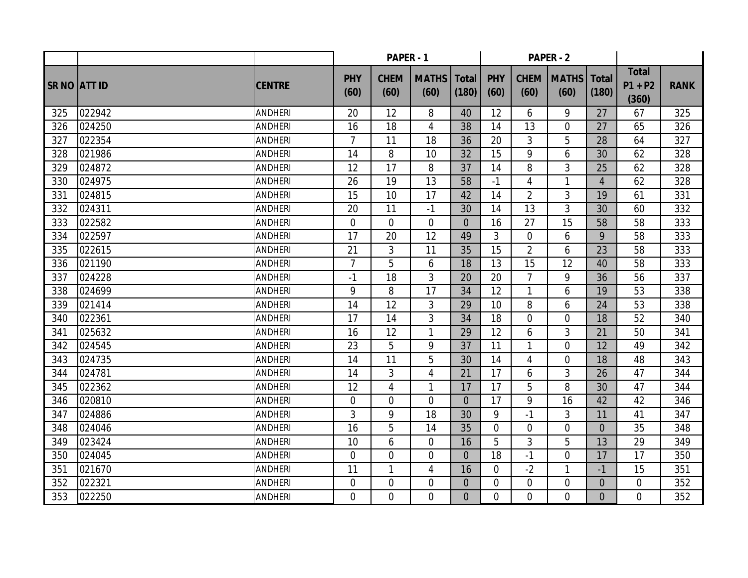| | | | PAPER - 1 | | | | PAPER - 2 | | | | | |
|---|---|---|---|---|---|---|---|---|---|---|---|---|
| SR NO | ATT ID | CENTRE | PHY (60) | CHEM (60) | MATHS (60) | Total (180) | PHY (60) | CHEM (60) | MATHS (60) | Total (180) | Total P1 + P2 (360) | RANK |
| 325 | 022942 | ANDHERI | 20 | 12 | 8 | 40 | 12 | 6 | 9 | 27 | 67 | 325 |
| 326 | 024250 | ANDHERI | 16 | 18 | 4 | 38 | 14 | 13 | 0 | 27 | 65 | 326 |
| 327 | 022354 | ANDHERI | 7 | 11 | 18 | 36 | 20 | 3 | 5 | 28 | 64 | 327 |
| 328 | 021986 | ANDHERI | 14 | 8 | 10 | 32 | 15 | 9 | 6 | 30 | 62 | 328 |
| 329 | 024872 | ANDHERI | 12 | 17 | 8 | 37 | 14 | 8 | 3 | 25 | 62 | 328 |
| 330 | 024975 | ANDHERI | 26 | 19 | 13 | 58 | -1 | 4 | 1 | 4 | 62 | 328 |
| 331 | 024815 | ANDHERI | 15 | 10 | 17 | 42 | 14 | 2 | 3 | 19 | 61 | 331 |
| 332 | 024311 | ANDHERI | 20 | 11 | -1 | 30 | 14 | 13 | 3 | 30 | 60 | 332 |
| 333 | 022582 | ANDHERI | 0 | 0 | 0 | 0 | 16 | 27 | 15 | 58 | 58 | 333 |
| 334 | 022597 | ANDHERI | 17 | 20 | 12 | 49 | 3 | 0 | 6 | 9 | 58 | 333 |
| 335 | 022615 | ANDHERI | 21 | 3 | 11 | 35 | 15 | 2 | 6 | 23 | 58 | 333 |
| 336 | 021190 | ANDHERI | 7 | 5 | 6 | 18 | 13 | 15 | 12 | 40 | 58 | 333 |
| 337 | 024228 | ANDHERI | -1 | 18 | 3 | 20 | 20 | 7 | 9 | 36 | 56 | 337 |
| 338 | 024699 | ANDHERI | 9 | 8 | 17 | 34 | 12 | 1 | 6 | 19 | 53 | 338 |
| 339 | 021414 | ANDHERI | 14 | 12 | 3 | 29 | 10 | 8 | 6 | 24 | 53 | 338 |
| 340 | 022361 | ANDHERI | 17 | 14 | 3 | 34 | 18 | 0 | 0 | 18 | 52 | 340 |
| 341 | 025632 | ANDHERI | 16 | 12 | 1 | 29 | 12 | 6 | 3 | 21 | 50 | 341 |
| 342 | 024545 | ANDHERI | 23 | 5 | 9 | 37 | 11 | 1 | 0 | 12 | 49 | 342 |
| 343 | 024735 | ANDHERI | 14 | 11 | 5 | 30 | 14 | 4 | 0 | 18 | 48 | 343 |
| 344 | 024781 | ANDHERI | 14 | 3 | 4 | 21 | 17 | 6 | 3 | 26 | 47 | 344 |
| 345 | 022362 | ANDHERI | 12 | 4 | 1 | 17 | 17 | 5 | 8 | 30 | 47 | 344 |
| 346 | 020810 | ANDHERI | 0 | 0 | 0 | 0 | 17 | 9 | 16 | 42 | 42 | 346 |
| 347 | 024886 | ANDHERI | 3 | 9 | 18 | 30 | 9 | -1 | 3 | 11 | 41 | 347 |
| 348 | 024046 | ANDHERI | 16 | 5 | 14 | 35 | 0 | 0 | 0 | 0 | 35 | 348 |
| 349 | 023424 | ANDHERI | 10 | 6 | 0 | 16 | 5 | 3 | 5 | 13 | 29 | 349 |
| 350 | 024045 | ANDHERI | 0 | 0 | 0 | 0 | 18 | -1 | 0 | 17 | 17 | 350 |
| 351 | 021670 | ANDHERI | 11 | 1 | 4 | 16 | 0 | -2 | 1 | -1 | 15 | 351 |
| 352 | 022321 | ANDHERI | 0 | 0 | 0 | 0 | 0 | 0 | 0 | 0 | 0 | 352 |
| 353 | 022250 | ANDHERI | 0 | 0 | 0 | 0 | 0 | 0 | 0 | 0 | 0 | 352 |